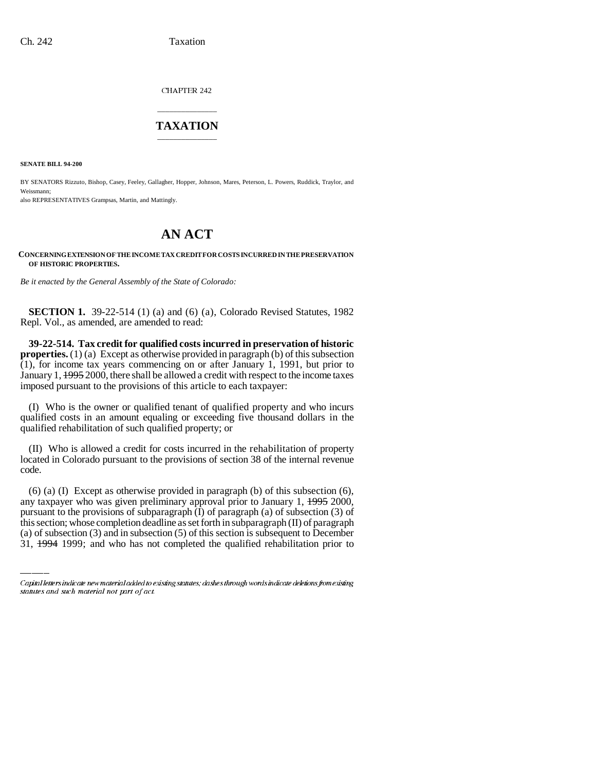CHAPTER 242

# TAXATION

**SENATE BILL 94-200**

BY SENATORS Rizzuto, Bishop, Casey, Feeley, Gallagher, Hopper, Johnson, Mares, Peterson, L. Powers, Ruddick, Traylor, and Weissmann;

also REPRESENTATIVES Grampsas, Martin, and Mattingly.

# AN ACT

**CONCERNING EXTENSION OF THE INCOME TAX CREDIT FOR COSTS INCURRED IN THE PRESERVATION OF HISTORIC PROPERTIES.**

*Be it enacted by the General Assembly of the State of Colorado:*

**SECTION 1.** 39-22-514 (1) (a) and (6) (a), Colorado Revised Statutes, 1982 Repl. Vol., as amended, are amended to read:

**39-22-514. Tax credit for qualified costs incurred in preservation of historic properties.** (1) (a) Except as otherwise provided in paragraph (b) of this subsection (1), for income tax years commencing on or after January 1, 1991, but prior to January 1, ~~1995~~ 2000, there shall be allowed a credit with respect to the income taxes imposed pursuant to the provisions of this article to each taxpayer:

(I) Who is the owner or qualified tenant of qualified property and who incurs qualified costs in an amount equaling or exceeding five thousand dollars in the qualified rehabilitation of such qualified property; or

(II) Who is allowed a credit for costs incurred in the rehabilitation of property located in Colorado pursuant to the provisions of section 38 of the internal revenue code.

(6) (a) (I) Except as otherwise provided in paragraph (b) of this subsection (6), any taxpayer who was given preliminary approval prior to January 1, ~~1995~~ 2000, pursuant to the provisions of subparagraph (I) of paragraph (a) of subsection (3) of this section; whose completion deadline as set forth in subparagraph (II) of paragraph (a) of subsection (3) and in subsection (5) of this section is subsequent to December 31, ~~1994~~ 1999; and who has not completed the qualified rehabilitation prior to

Capital letters indicate new material added to existing statutes; dashes through words indicate deletions from existing statutes and such material not part of act.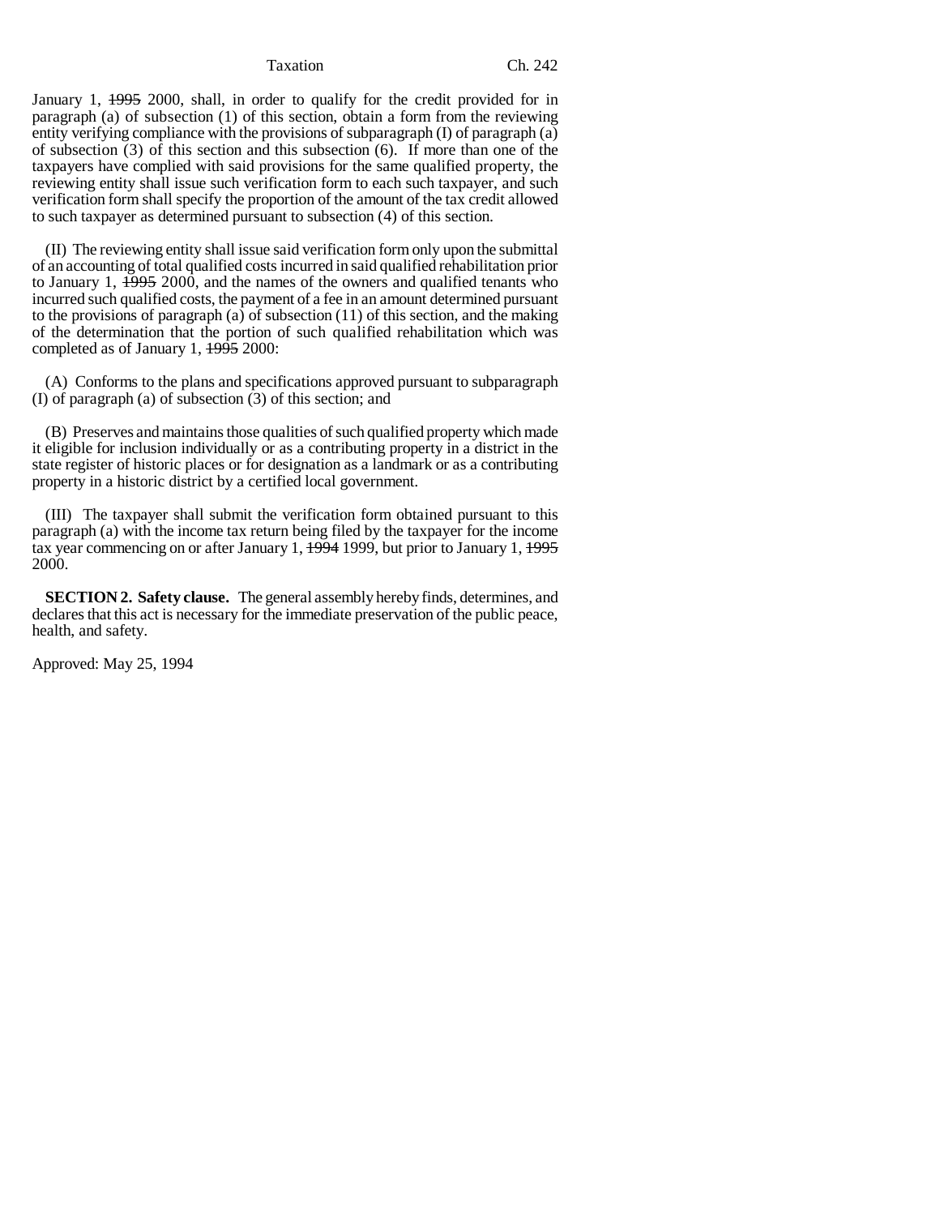January 1, ~~1995~~ 2000, shall, in order to qualify for the credit provided for in paragraph (a) of subsection (1) of this section, obtain a form from the reviewing entity verifying compliance with the provisions of subparagraph (I) of paragraph (a) of subsection (3) of this section and this subsection (6). If more than one of the taxpayers have complied with said provisions for the same qualified property, the reviewing entity shall issue such verification form to each such taxpayer, and such verification form shall specify the proportion of the amount of the tax credit allowed to such taxpayer as determined pursuant to subsection (4) of this section.

(II) The reviewing entity shall issue said verification form only upon the submittal of an accounting of total qualified costs incurred in said qualified rehabilitation prior to January 1, ~~1995~~ 2000, and the names of the owners and qualified tenants who incurred such qualified costs, the payment of a fee in an amount determined pursuant to the provisions of paragraph (a) of subsection (11) of this section, and the making of the determination that the portion of such qualified rehabilitation which was completed as of January 1, ~~1995~~ 2000:

(A) Conforms to the plans and specifications approved pursuant to subparagraph (I) of paragraph (a) of subsection (3) of this section; and

(B) Preserves and maintains those qualities of such qualified property which made it eligible for inclusion individually or as a contributing property in a district in the state register of historic places or for designation as a landmark or as a contributing property in a historic district by a certified local government.

(III) The taxpayer shall submit the verification form obtained pursuant to this paragraph (a) with the income tax return being filed by the taxpayer for the income tax year commencing on or after January 1, ~~1994~~ 1999, but prior to January 1, ~~1995~~ 2000.

**SECTION 2. Safety clause.** The general assembly hereby finds, determines, and declares that this act is necessary for the immediate preservation of the public peace, health, and safety.

Approved: May 25, 1994